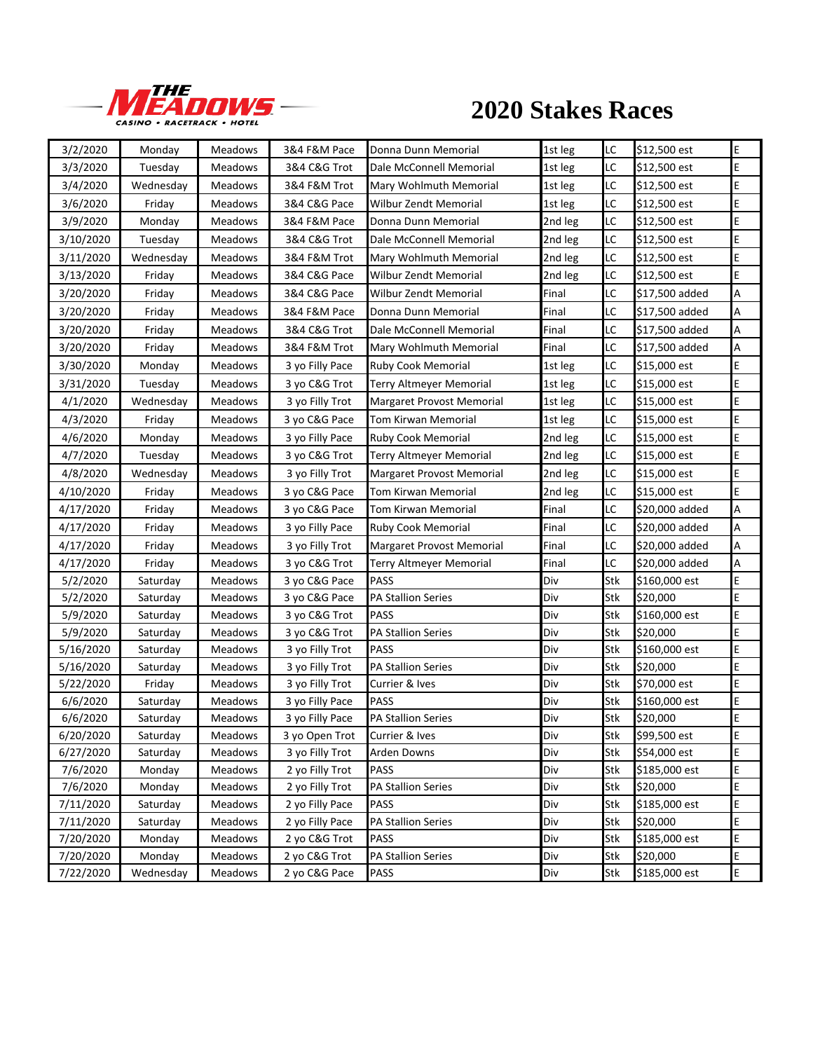# 2020 Stakes Races

| | | | | | | | | |
|---|---|---|---|---|---|---|---|---|
| 3/2/2020 | Monday | Meadows | 3&4 F&M Pace | Donna Dunn Memorial | 1st leg | LC | $12,500 est | E |
| 3/3/2020 | Tuesday | Meadows | 3&4 C&G Trot | Dale McConnell Memorial | 1st leg | LC | $12,500 est | E |
| 3/4/2020 | Wednesday | Meadows | 3&4 F&M Trot | Mary Wohlmuth Memorial | 1st leg | LC | $12,500 est | E |
| 3/6/2020 | Friday | Meadows | 3&4 C&G Pace | Wilbur Zendt Memorial | 1st leg | LC | $12,500 est | E |
| 3/9/2020 | Monday | Meadows | 3&4 F&M Pace | Donna Dunn Memorial | 2nd leg | LC | $12,500 est | E |
| 3/10/2020 | Tuesday | Meadows | 3&4 C&G Trot | Dale McConnell Memorial | 2nd leg | LC | $12,500 est | E |
| 3/11/2020 | Wednesday | Meadows | 3&4 F&M Trot | Mary Wohlmuth Memorial | 2nd leg | LC | $12,500 est | E |
| 3/13/2020 | Friday | Meadows | 3&4 C&G Pace | Wilbur Zendt Memorial | 2nd leg | LC | $12,500 est | E |
| 3/20/2020 | Friday | Meadows | 3&4 C&G Pace | Wilbur Zendt Memorial | Final | LC | $17,500 added | A |
| 3/20/2020 | Friday | Meadows | 3&4 F&M Pace | Donna Dunn Memorial | Final | LC | $17,500 added | A |
| 3/20/2020 | Friday | Meadows | 3&4 C&G Trot | Dale McConnell Memorial | Final | LC | $17,500 added | A |
| 3/20/2020 | Friday | Meadows | 3&4 F&M Trot | Mary Wohlmuth Memorial | Final | LC | $17,500 added | A |
| 3/30/2020 | Monday | Meadows | 3 yo Filly Pace | Ruby Cook Memorial | 1st leg | LC | $15,000 est | E |
| 3/31/2020 | Tuesday | Meadows | 3 yo C&G Trot | Terry Altmeyer Memorial | 1st leg | LC | $15,000 est | E |
| 4/1/2020 | Wednesday | Meadows | 3 yo Filly Trot | Margaret Provost Memorial | 1st leg | LC | $15,000 est | E |
| 4/3/2020 | Friday | Meadows | 3 yo C&G Pace | Tom Kirwan Memorial | 1st leg | LC | $15,000 est | E |
| 4/6/2020 | Monday | Meadows | 3 yo Filly Pace | Ruby Cook Memorial | 2nd leg | LC | $15,000 est | E |
| 4/7/2020 | Tuesday | Meadows | 3 yo C&G Trot | Terry Altmeyer Memorial | 2nd leg | LC | $15,000 est | E |
| 4/8/2020 | Wednesday | Meadows | 3 yo Filly Trot | Margaret Provost Memorial | 2nd leg | LC | $15,000 est | E |
| 4/10/2020 | Friday | Meadows | 3 yo C&G Pace | Tom Kirwan Memorial | 2nd leg | LC | $15,000 est | E |
| 4/17/2020 | Friday | Meadows | 3 yo C&G Pace | Tom Kirwan Memorial | Final | LC | $20,000 added | A |
| 4/17/2020 | Friday | Meadows | 3 yo Filly Pace | Ruby Cook Memorial | Final | LC | $20,000 added | A |
| 4/17/2020 | Friday | Meadows | 3 yo Filly Trot | Margaret Provost Memorial | Final | LC | $20,000 added | A |
| 4/17/2020 | Friday | Meadows | 3 yo C&G Trot | Terry Altmeyer Memorial | Final | LC | $20,000 added | A |
| 5/2/2020 | Saturday | Meadows | 3 yo C&G Pace | PASS | Div | Stk | $160,000 est | E |
| 5/2/2020 | Saturday | Meadows | 3 yo C&G Pace | PA Stallion Series | Div | Stk | $20,000 | E |
| 5/9/2020 | Saturday | Meadows | 3 yo C&G Trot | PASS | Div | Stk | $160,000 est | E |
| 5/9/2020 | Saturday | Meadows | 3 yo C&G Trot | PA Stallion Series | Div | Stk | $20,000 | E |
| 5/16/2020 | Saturday | Meadows | 3 yo Filly Trot | PASS | Div | Stk | $160,000 est | E |
| 5/16/2020 | Saturday | Meadows | 3 yo Filly Trot | PA Stallion Series | Div | Stk | $20,000 | E |
| 5/22/2020 | Friday | Meadows | 3 yo Filly Trot | Currier & Ives | Div | Stk | $70,000 est | E |
| 6/6/2020 | Saturday | Meadows | 3 yo Filly Pace | PASS | Div | Stk | $160,000 est | E |
| 6/6/2020 | Saturday | Meadows | 3 yo Filly Pace | PA Stallion Series | Div | Stk | $20,000 | E |
| 6/20/2020 | Saturday | Meadows | 3 yo Open Trot | Currier & Ives | Div | Stk | $99,500 est | E |
| 6/27/2020 | Saturday | Meadows | 3 yo Filly Trot | Arden Downs | Div | Stk | $54,000 est | E |
| 7/6/2020 | Monday | Meadows | 2 yo Filly Trot | PASS | Div | Stk | $185,000 est | E |
| 7/6/2020 | Monday | Meadows | 2 yo Filly Trot | PA Stallion Series | Div | Stk | $20,000 | E |
| 7/11/2020 | Saturday | Meadows | 2 yo Filly Pace | PASS | Div | Stk | $185,000 est | E |
| 7/11/2020 | Saturday | Meadows | 2 yo Filly Pace | PA Stallion Series | Div | Stk | $20,000 | E |
| 7/20/2020 | Monday | Meadows | 2 yo C&G Trot | PASS | Div | Stk | $185,000 est | E |
| 7/20/2020 | Monday | Meadows | 2 yo C&G Trot | PA Stallion Series | Div | Stk | $20,000 | E |
| 7/22/2020 | Wednesday | Meadows | 2 yo C&G Pace | PASS | Div | Stk | $185,000 est | E |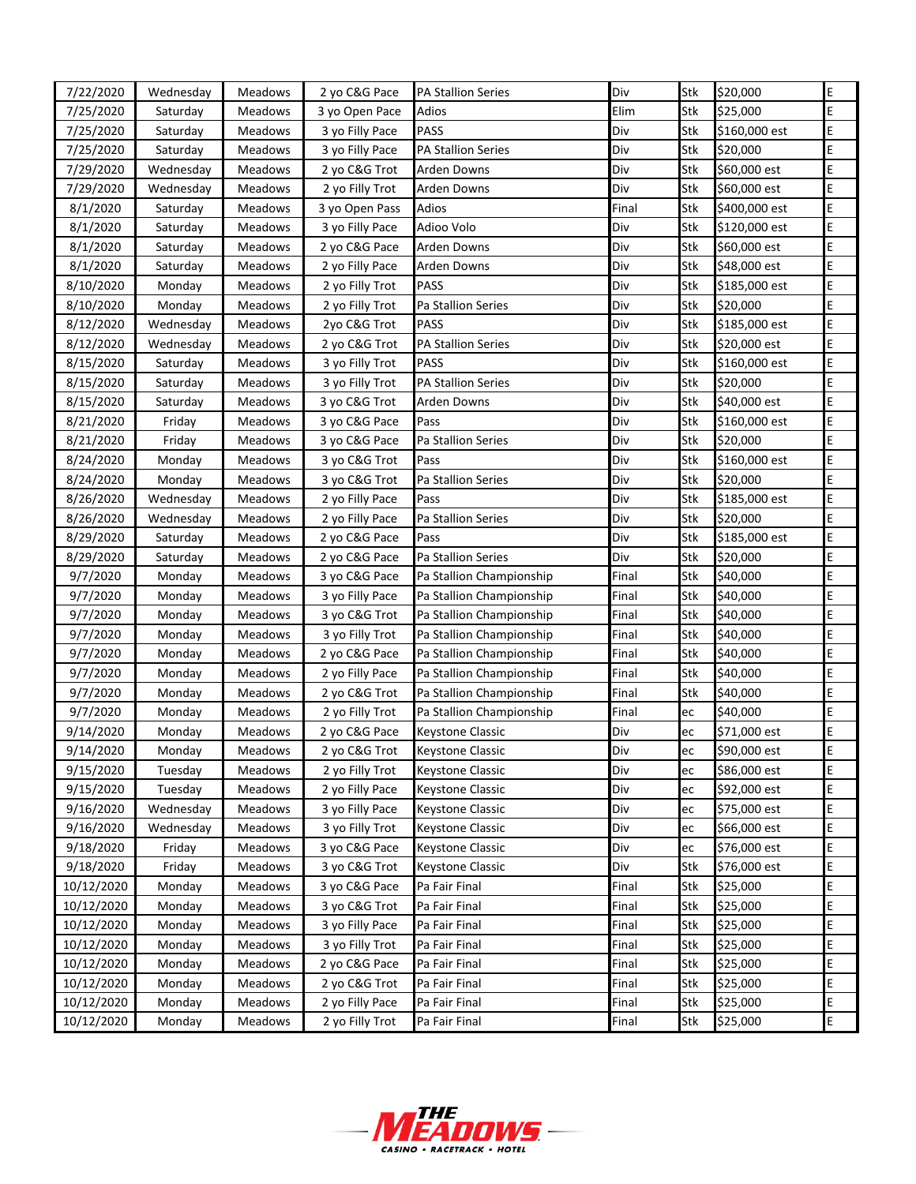| | | | | | | | | |
|---|---|---|---|---|---|---|---|---|
| 7/22/2020 | Wednesday | Meadows | 2 yo C&G Pace | PA Stallion Series | Div | Stk | $20,000 | E |
| 7/25/2020 | Saturday | Meadows | 3 yo Open Pace | Adios | Elim | Stk | $25,000 | E |
| 7/25/2020 | Saturday | Meadows | 3 yo Filly Pace | PASS | Div | Stk | $160,000 est | E |
| 7/25/2020 | Saturday | Meadows | 3 yo Filly Pace | PA Stallion Series | Div | Stk | $20,000 | E |
| 7/29/2020 | Wednesday | Meadows | 2 yo C&G Trot | Arden Downs | Div | Stk | $60,000 est | E |
| 7/29/2020 | Wednesday | Meadows | 2 yo Filly Trot | Arden Downs | Div | Stk | $60,000 est | E |
| 8/1/2020 | Saturday | Meadows | 3 yo Open Pass | Adios | Final | Stk | $400,000 est | E |
| 8/1/2020 | Saturday | Meadows | 3 yo Filly Pace | Adioo Volo | Div | Stk | $120,000 est | E |
| 8/1/2020 | Saturday | Meadows | 2 yo C&G Pace | Arden Downs | Div | Stk | $60,000 est | E |
| 8/1/2020 | Saturday | Meadows | 2 yo Filly Pace | Arden Downs | Div | Stk | $48,000 est | E |
| 8/10/2020 | Monday | Meadows | 2 yo Filly Trot | PASS | Div | Stk | $185,000 est | E |
| 8/10/2020 | Monday | Meadows | 2 yo Filly Trot | Pa Stallion Series | Div | Stk | $20,000 | E |
| 8/12/2020 | Wednesday | Meadows | 2yo C&G Trot | PASS | Div | Stk | $185,000 est | E |
| 8/12/2020 | Wednesday | Meadows | 2 yo C&G Trot | PA Stallion Series | Div | Stk | $20,000 est | E |
| 8/15/2020 | Saturday | Meadows | 3 yo Filly Trot | PASS | Div | Stk | $160,000 est | E |
| 8/15/2020 | Saturday | Meadows | 3 yo Filly Trot | PA Stallion Series | Div | Stk | $20,000 | E |
| 8/15/2020 | Saturday | Meadows | 3 yo C&G Trot | Arden Downs | Div | Stk | $40,000 est | E |
| 8/21/2020 | Friday | Meadows | 3 yo C&G Pace | Pass | Div | Stk | $160,000 est | E |
| 8/21/2020 | Friday | Meadows | 3 yo C&G Pace | Pa Stallion Series | Div | Stk | $20,000 | E |
| 8/24/2020 | Monday | Meadows | 3 yo C&G Trot | Pass | Div | Stk | $160,000 est | E |
| 8/24/2020 | Monday | Meadows | 3 yo C&G Trot | Pa Stallion Series | Div | Stk | $20,000 | E |
| 8/26/2020 | Wednesday | Meadows | 2 yo Filly Pace | Pass | Div | Stk | $185,000 est | E |
| 8/26/2020 | Wednesday | Meadows | 2 yo Filly Pace | Pa Stallion Series | Div | Stk | $20,000 | E |
| 8/29/2020 | Saturday | Meadows | 2 yo C&G Pace | Pass | Div | Stk | $185,000 est | E |
| 8/29/2020 | Saturday | Meadows | 2 yo C&G Pace | Pa Stallion Series | Div | Stk | $20,000 | E |
| 9/7/2020 | Monday | Meadows | 3 yo C&G Pace | Pa Stallion Championship | Final | Stk | $40,000 | E |
| 9/7/2020 | Monday | Meadows | 3 yo Filly Pace | Pa Stallion Championship | Final | Stk | $40,000 | E |
| 9/7/2020 | Monday | Meadows | 3 yo C&G Trot | Pa Stallion Championship | Final | Stk | $40,000 | E |
| 9/7/2020 | Monday | Meadows | 3 yo Filly Trot | Pa Stallion Championship | Final | Stk | $40,000 | E |
| 9/7/2020 | Monday | Meadows | 2 yo C&G Pace | Pa Stallion Championship | Final | Stk | $40,000 | E |
| 9/7/2020 | Monday | Meadows | 2 yo Filly Pace | Pa Stallion Championship | Final | Stk | $40,000 | E |
| 9/7/2020 | Monday | Meadows | 2 yo C&G Trot | Pa Stallion Championship | Final | Stk | $40,000 | E |
| 9/7/2020 | Monday | Meadows | 2 yo Filly Trot | Pa Stallion Championship | Final | ec | $40,000 | E |
| 9/14/2020 | Monday | Meadows | 2 yo C&G Pace | Keystone Classic | Div | ec | $71,000 est | E |
| 9/14/2020 | Monday | Meadows | 2 yo C&G Trot | Keystone Classic | Div | ec | $90,000 est | E |
| 9/15/2020 | Tuesday | Meadows | 2 yo Filly Trot | Keystone Classic | Div | ec | $86,000 est | E |
| 9/15/2020 | Tuesday | Meadows | 2 yo Filly Pace | Keystone Classic | Div | ec | $92,000 est | E |
| 9/16/2020 | Wednesday | Meadows | 3 yo Filly Pace | Keystone Classic | Div | ec | $75,000 est | E |
| 9/16/2020 | Wednesday | Meadows | 3 yo Filly Trot | Keystone Classic | Div | ec | $66,000 est | E |
| 9/18/2020 | Friday | Meadows | 3 yo C&G Pace | Keystone Classic | Div | ec | $76,000 est | E |
| 9/18/2020 | Friday | Meadows | 3 yo C&G Trot | Keystone Classic | Div | Stk | $76,000 est | E |
| 10/12/2020 | Monday | Meadows | 3 yo C&G Pace | Pa Fair Final | Final | Stk | $25,000 | E |
| 10/12/2020 | Monday | Meadows | 3 yo C&G Trot | Pa Fair Final | Final | Stk | $25,000 | E |
| 10/12/2020 | Monday | Meadows | 3 yo Filly Pace | Pa Fair Final | Final | Stk | $25,000 | E |
| 10/12/2020 | Monday | Meadows | 3 yo Filly Trot | Pa Fair Final | Final | Stk | $25,000 | E |
| 10/12/2020 | Monday | Meadows | 2 yo C&G Pace | Pa Fair Final | Final | Stk | $25,000 | E |
| 10/12/2020 | Monday | Meadows | 2 yo C&G Trot | Pa Fair Final | Final | Stk | $25,000 | E |
| 10/12/2020 | Monday | Meadows | 2 yo Filly Pace | Pa Fair Final | Final | Stk | $25,000 | E |
| 10/12/2020 | Monday | Meadows | 2 yo Filly Trot | Pa Fair Final | Final | Stk | $25,000 | E |

THE MEADOWS
CASINO • RACETRACK • HOTEL